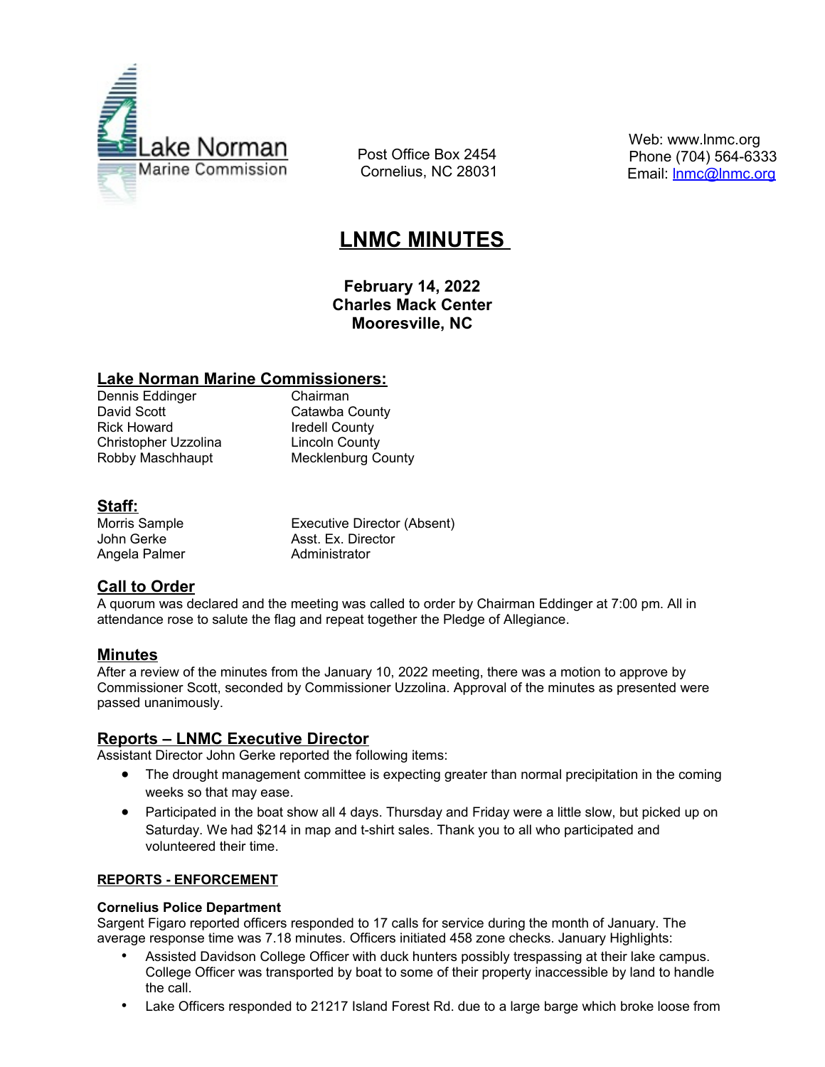Lake Norman Marine Commission

Post Office Box 2454
Cornelius, NC 28031

Web: www.lnmc.org
Phone (704) 564-6333
Email: lnmc@lnmc.org

# LNMC MINUTES

**February 14, 2022**
**Charles Mack Center**
**Mooresville, NC**

## Lake Norman Marine Commissioners:

| | |
|---|---|
| Dennis Eddinger | Chairman |
| David Scott | Catawba County |
| Rick Howard | Iredell County |
| Christopher Uzzolina | Lincoln County |
| Robby Maschhaupt | Mecklenburg County |

## Staff:

| | |
|---|---|
| Morris Sample | Executive Director (Absent) |
| John Gerke | Asst. Ex. Director |
| Angela Palmer | Administrator |

## Call to Order

A quorum was declared and the meeting was called to order by Chairman Eddinger at 7:00 pm. All in attendance rose to salute the flag and repeat together the Pledge of Allegiance.

## Minutes

After a review of the minutes from the January 10, 2022 meeting, there was a motion to approve by Commissioner Scott, seconded by Commissioner Uzzolina. Approval of the minutes as presented were passed unanimously.

## Reports – LNMC Executive Director

Assistant Director John Gerke reported the following items:

- The drought management committee is expecting greater than normal precipitation in the coming weeks so that may ease.
- Participated in the boat show all 4 days. Thursday and Friday were a little slow, but picked up on Saturday. We had $214 in map and t-shirt sales. Thank you to all who participated and volunteered their time.

### REPORTS - ENFORCEMENT

**Cornelius Police Department**

Sargent Figaro reported officers responded to 17 calls for service during the month of January. The average response time was 7.18 minutes. Officers initiated 458 zone checks. January Highlights:

- Assisted Davidson College Officer with duck hunters possibly trespassing at their lake campus. College Officer was transported by boat to some of their property inaccessible by land to handle the call.
- Lake Officers responded to 21217 Island Forest Rd. due to a large barge which broke loose from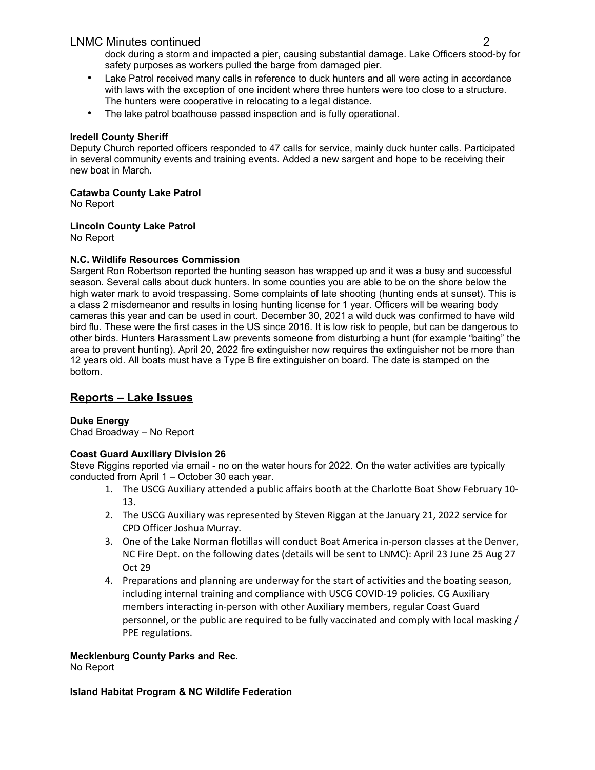dock during a storm and impacted a pier, causing substantial damage. Lake Officers stood-by for safety purposes as workers pulled the barge from damaged pier.

- Lake Patrol received many calls in reference to duck hunters and all were acting in accordance with laws with the exception of one incident where three hunters were too close to a structure. The hunters were cooperative in relocating to a legal distance.
- The lake patrol boathouse passed inspection and is fully operational.

**Iredell County Sheriff**

Deputy Church reported officers responded to 47 calls for service, mainly duck hunter calls. Participated in several community events and training events. Added a new sargent and hope to be receiving their new boat in March.

**Catawba County Lake Patrol**

No Report

**Lincoln County Lake Patrol**

No Report

**N.C. Wildlife Resources Commission**

Sargent Ron Robertson reported the hunting season has wrapped up and it was a busy and successful season. Several calls about duck hunters. In some counties you are able to be on the shore below the high water mark to avoid trespassing. Some complaints of late shooting (hunting ends at sunset). This is a class 2 misdemeanor and results in losing hunting license for 1 year. Officers will be wearing body cameras this year and can be used in court. December 30, 2021 a wild duck was confirmed to have wild bird flu. These were the first cases in the US since 2016. It is low risk to people, but can be dangerous to other birds. Hunters Harassment Law prevents someone from disturbing a hunt (for example "baiting" the area to prevent hunting). April 20, 2022 fire extinguisher now requires the extinguisher not be more than 12 years old. All boats must have a Type B fire extinguisher on board. The date is stamped on the bottom.

## Reports – Lake Issues

**Duke Energy**

Chad Broadway – No Report

**Coast Guard Auxiliary Division 26**

Steve Riggins reported via email - no on the water hours for 2022. On the water activities are typically conducted from April 1 – October 30 each year.

1. The USCG Auxiliary attended a public affairs booth at the Charlotte Boat Show February 10-13.
2. The USCG Auxiliary was represented by Steven Riggan at the January 21, 2022 service for CPD Officer Joshua Murray.
3. One of the Lake Norman flotillas will conduct Boat America in-person classes at the Denver, NC Fire Dept. on the following dates (details will be sent to LNMC): April 23 June 25 Aug 27 Oct 29
4. Preparations and planning are underway for the start of activities and the boating season, including internal training and compliance with USCG COVID-19 policies. CG Auxiliary members interacting in-person with other Auxiliary members, regular Coast Guard personnel, or the public are required to be fully vaccinated and comply with local masking / PPE regulations.

**Mecklenburg County Parks and Rec.**

No Report

**Island Habitat Program & NC Wildlife Federation**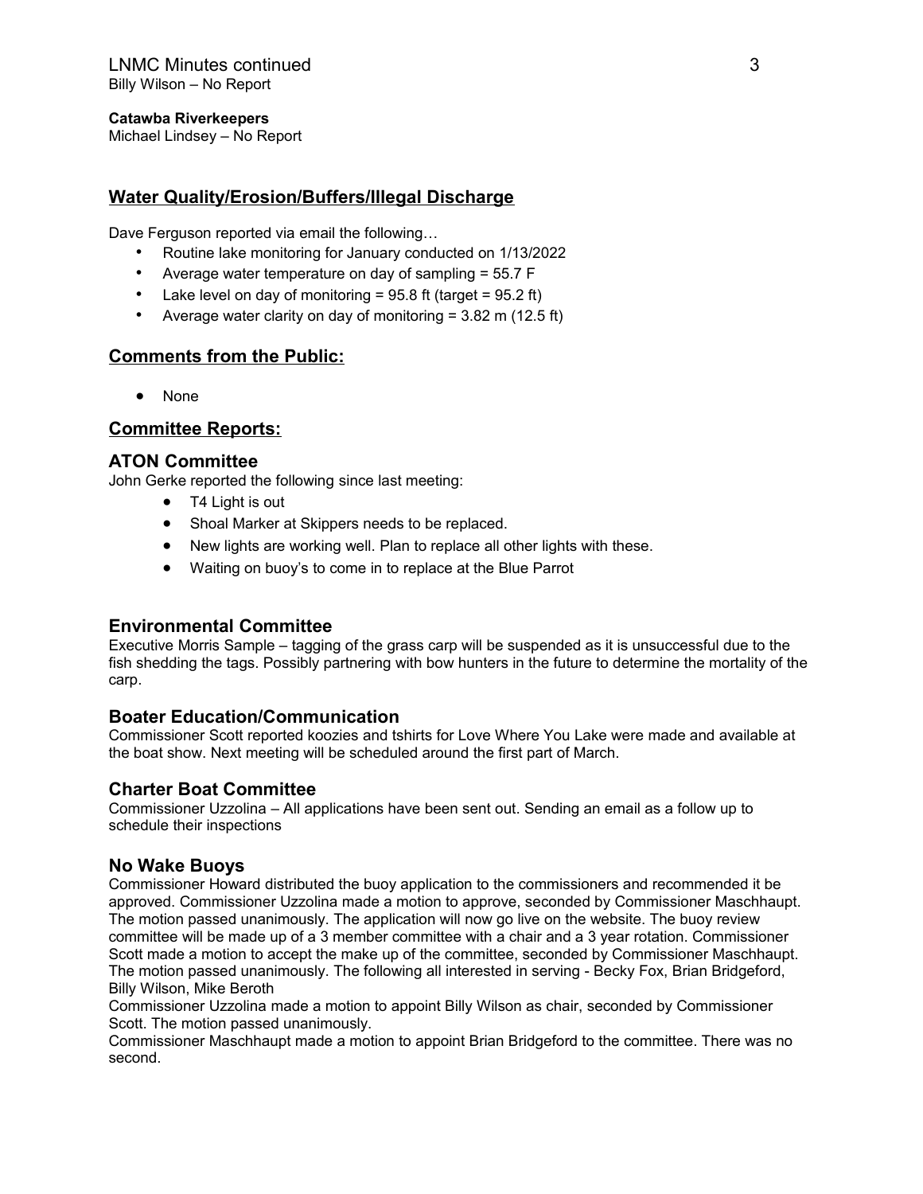Billy Wilson – No Report

**Catawba Riverkeepers**
Michael Lindsey – No Report

## Water Quality/Erosion/Buffers/Illegal Discharge

Dave Ferguson reported via email the following…

- Routine lake monitoring for January conducted on 1/13/2022
- Average water temperature on day of sampling = 55.7 F
- Lake level on day of monitoring = 95.8 ft (target = 95.2 ft)
- Average water clarity on day of monitoring = 3.82 m (12.5 ft)

## Comments from the Public:

- None

## Committee Reports:

### ATON Committee

John Gerke reported the following since last meeting:

- T4 Light is out
- Shoal Marker at Skippers needs to be replaced.
- New lights are working well. Plan to replace all other lights with these.
- Waiting on buoy's to come in to replace at the Blue Parrot

### Environmental Committee

Executive Morris Sample – tagging of the grass carp will be suspended as it is unsuccessful due to the fish shedding the tags. Possibly partnering with bow hunters in the future to determine the mortality of the carp.

### Boater Education/Communication

Commissioner Scott reported koozies and tshirts for Love Where You Lake were made and available at the boat show. Next meeting will be scheduled around the first part of March.

### Charter Boat Committee

Commissioner Uzzolina – All applications have been sent out. Sending an email as a follow up to schedule their inspections

### No Wake Buoys

Commissioner Howard distributed the buoy application to the commissioners and recommended it be approved. Commissioner Uzzolina made a motion to approve, seconded by Commissioner Maschhaupt. The motion passed unanimously. The application will now go live on the website. The buoy review committee will be made up of a 3 member committee with a chair and a 3 year rotation. Commissioner Scott made a motion to accept the make up of the committee, seconded by Commissioner Maschhaupt. The motion passed unanimously. The following all interested in serving - Becky Fox, Brian Bridgeford, Billy Wilson, Mike Beroth

Commissioner Uzzolina made a motion to appoint Billy Wilson as chair, seconded by Commissioner Scott. The motion passed unanimously.

Commissioner Maschhaupt made a motion to appoint Brian Bridgeford to the committee. There was no second.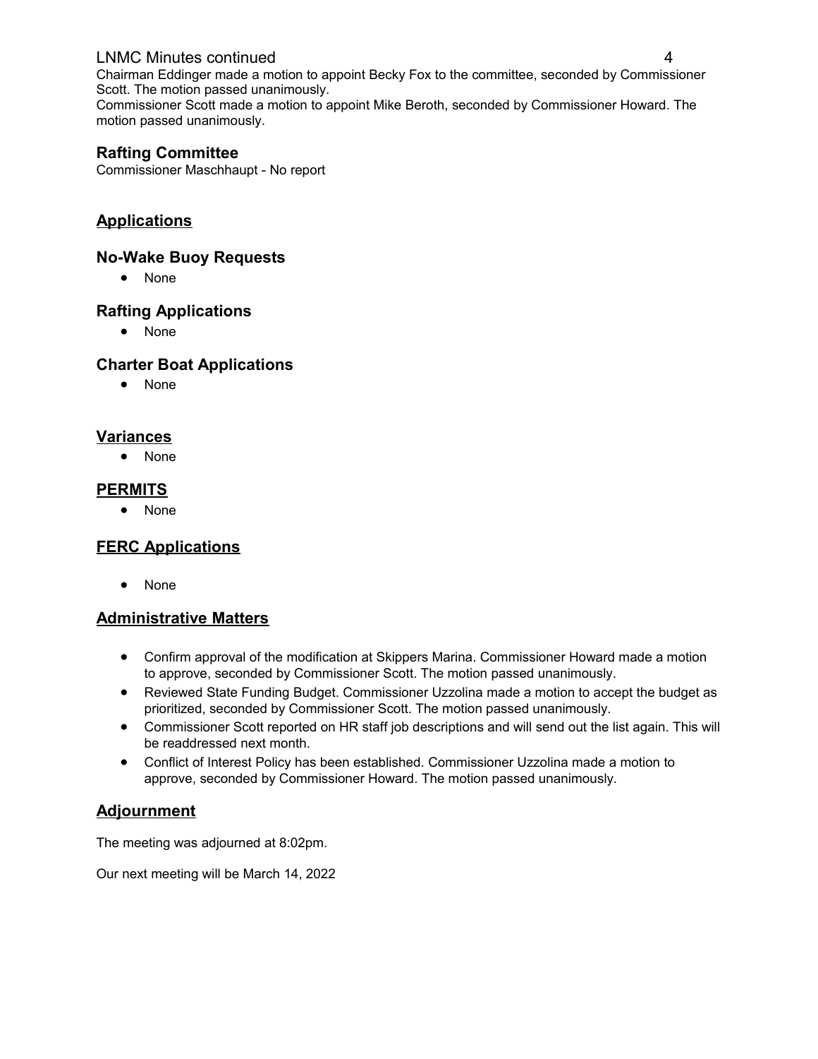Chairman Eddinger made a motion to appoint Becky Fox to the committee, seconded by Commissioner Scott. The motion passed unanimously.
Commissioner Scott made a motion to appoint Mike Beroth, seconded by Commissioner Howard. The motion passed unanimously.

### Rafting Committee

Commissioner Maschhaupt - No report

## Applications

### No-Wake Buoy Requests

- None

### Rafting Applications

- None

### Charter Boat Applications

- None

## Variances

- None

## PERMITS

- None

## FERC Applications

- None

## Administrative Matters

- Confirm approval of the modification at Skippers Marina. Commissioner Howard made a motion to approve, seconded by Commissioner Scott. The motion passed unanimously.
- Reviewed State Funding Budget. Commissioner Uzzolina made a motion to accept the budget as prioritized, seconded by Commissioner Scott. The motion passed unanimously.
- Commissioner Scott reported on HR staff job descriptions and will send out the list again. This will be readdressed next month.
- Conflict of Interest Policy has been established. Commissioner Uzzolina made a motion to approve, seconded by Commissioner Howard. The motion passed unanimously.

## Adjournment

The meeting was adjourned at 8:02pm.

Our next meeting will be March 14, 2022